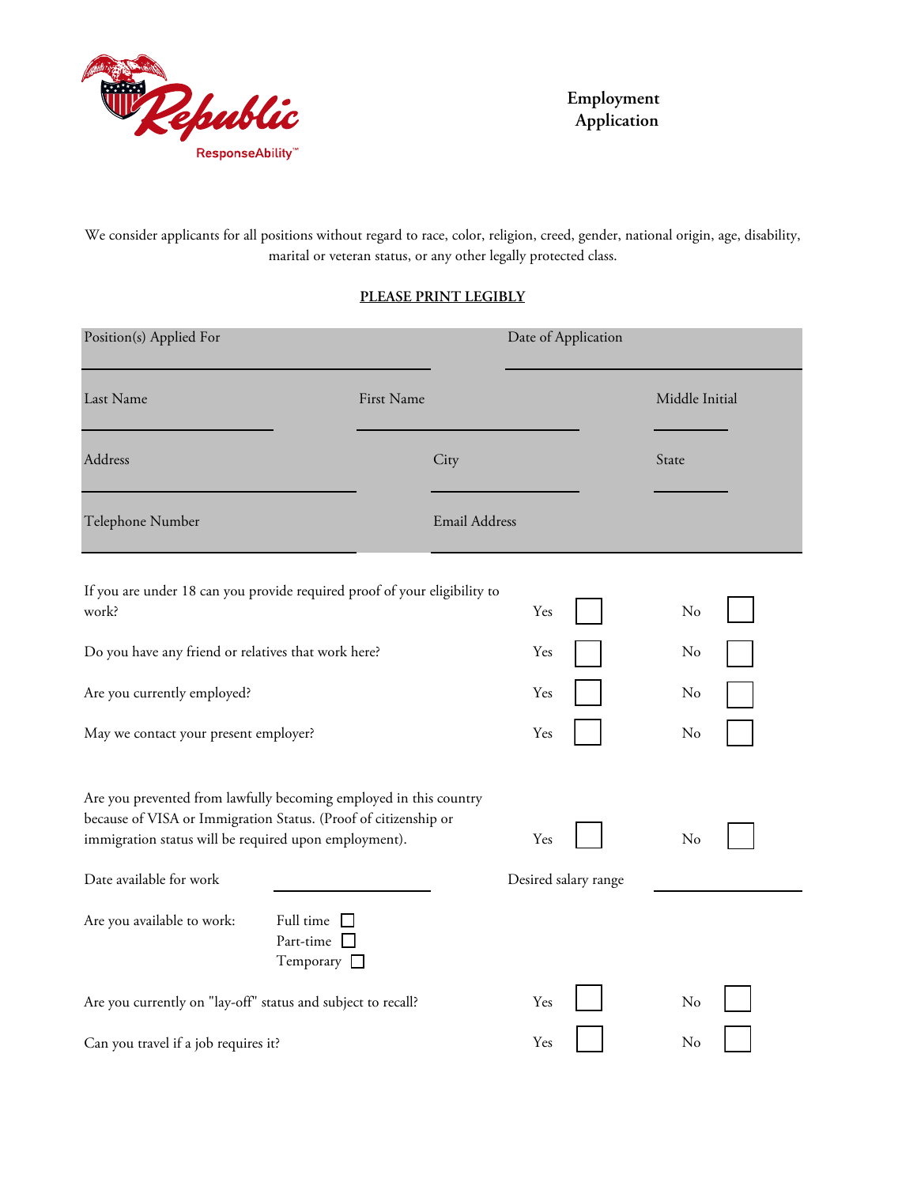Republic
ResponseAbility™

# Employment Application

We consider applicants for all positions without regard to race, color, religion, creed, gender, national origin, age, disability, marital or veteran status, or any other legally protected class.

**PLEASE PRINT LEGIBLY**

Position(s) Applied For ______________________ Date of Application ______________________

Last Name ______________ First Name ______________ Middle Initial ______

Address ______________ City ______________ State ______

Telephone Number ______________ Email Address ______________________

| | | | | |
|---|---|---|---|---|
| If you are under 18 can you provide required proof of your eligibility to work? | Yes | ☐ | No | ☐ |
| Do you have any friend or relatives that work here? | Yes | ☐ | No | ☐ |
| Are you currently employed? | Yes | ☐ | No | ☐ |
| May we contact your present employer? | Yes | ☐ | No | ☐ |
| Are you prevented from lawfully becoming employed in this country because of VISA or Immigration Status. (Proof of citizenship or immigration status will be required upon employment). | Yes | ☐ | No | ☐ |

Date available for work ______________ Desired salary range ______________

Are you available to work:
- Full time ☐
- Part-time ☐
- Temporary ☐

| | | | | |
|---|---|---|---|---|
| Are you currently on "lay-off" status and subject to recall? | Yes | ☐ | No | ☐ |
| Can you travel if a job requires it? | Yes | ☐ | No | ☐ |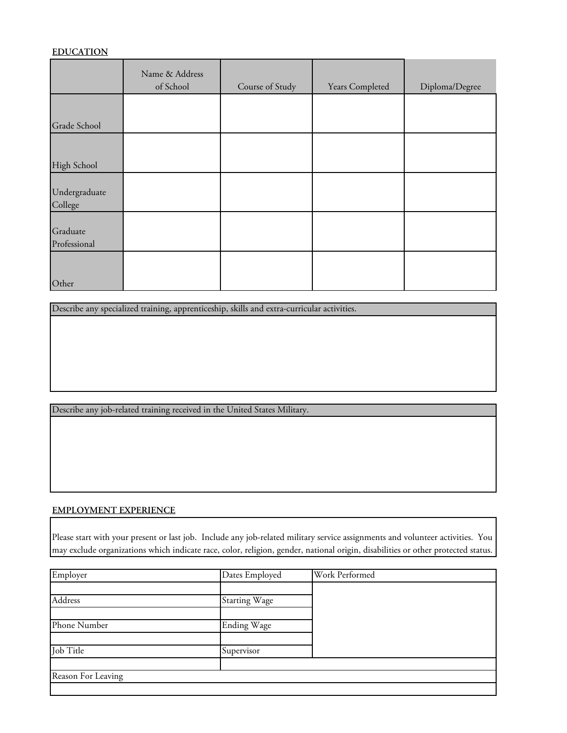**EDUCATION**

| | Name & Address of School | Course of Study | Years Completed | Diploma/Degree |
|---|---|---|---|---|
| Grade School | | | | |
| High School | | | | |
| Undergraduate College | | | | |
| Graduate Professional | | | | |
| Other | | | | |

| Describe any specialized training, apprenticeship, skills and extra-curricular activities. |
|---|
| |

| Describe any job-related training received in the United States Military. |
|---|
| |

**EMPLOYMENT EXPERIENCE**

Please start with your present or last job. Include any job-related military service assignments and volunteer activities. You may exclude organizations which indicate race, color, religion, gender, national origin, disabilities or other protected status.

| Employer | Dates Employed | Work Performed |
|---|---|---|
| | | |
| Address | Starting Wage | |
| | | |
| Phone Number | Ending Wage | |
| | | |
| Job Title | Supervisor | |
| | | |
| Reason For Leaving | | |
| | | |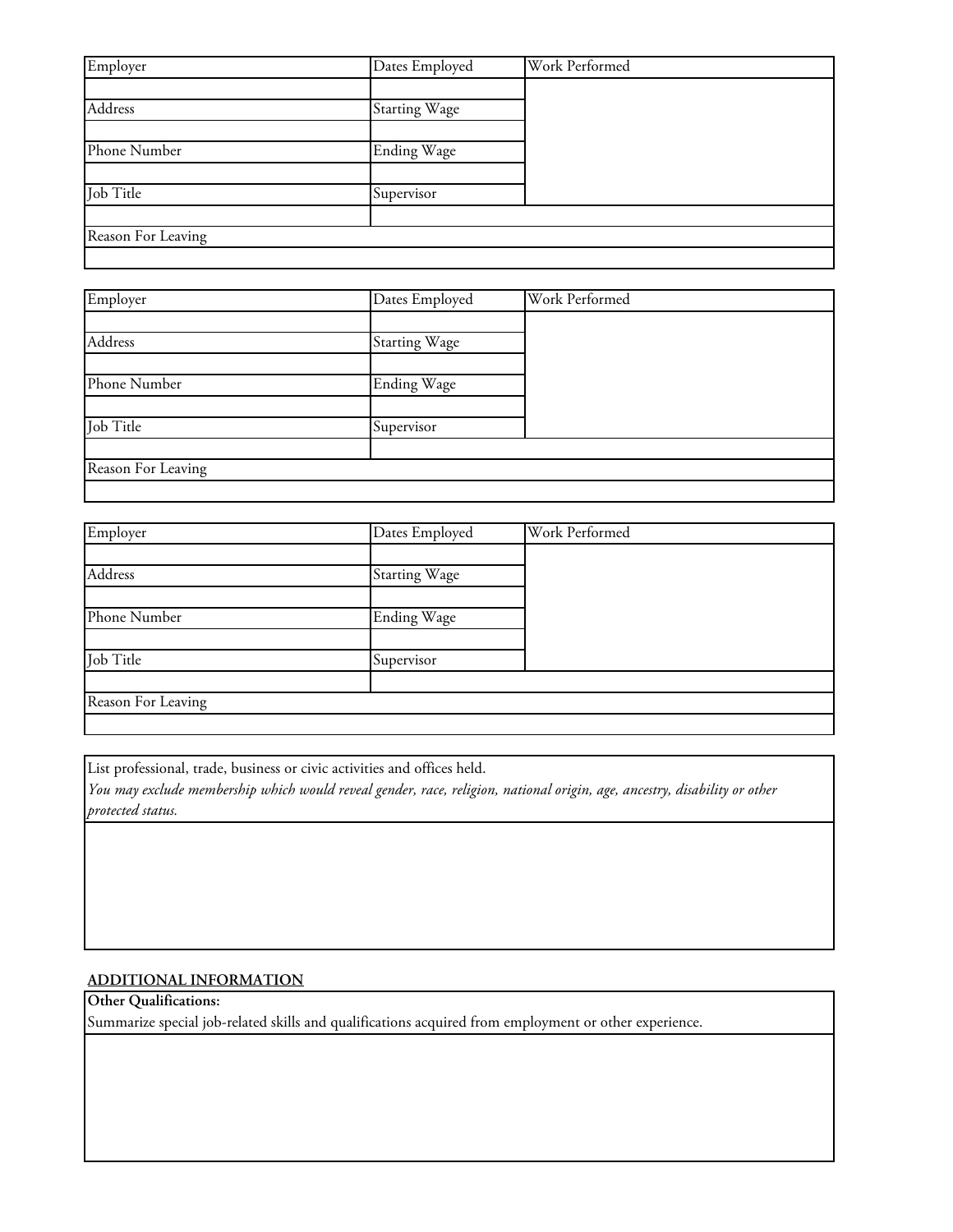| Employer | Dates Employed | Work Performed |
| --- | --- | --- |
| | | |
| Address | Starting Wage | |
| | | |
| Phone Number | Ending Wage | |
| | | |
| Job Title | Supervisor | |
| | | |
| Reason For Leaving | | |
| | | |

| Employer | Dates Employed | Work Performed |
| --- | --- | --- |
| | | |
| Address | Starting Wage | |
| | | |
| Phone Number | Ending Wage | |
| | | |
| Job Title | Supervisor | |
| | | |
| Reason For Leaving | | |
| | | |

| Employer | Dates Employed | Work Performed |
| --- | --- | --- |
| | | |
| Address | Starting Wage | |
| | | |
| Phone Number | Ending Wage | |
| | | |
| Job Title | Supervisor | |
| | | |
| Reason For Leaving | | |
| | | |

| List professional, trade, business or civic activities and offices held.<br>*You may exclude membership which would reveal gender, race, religion, national origin, age, ancestry, disability or other protected status.* |
| --- |
| |

## ADDITIONAL INFORMATION

| **Other Qualifications:**<br>Summarize special job-related skills and qualifications acquired from employment or other experience. |
| --- |
| |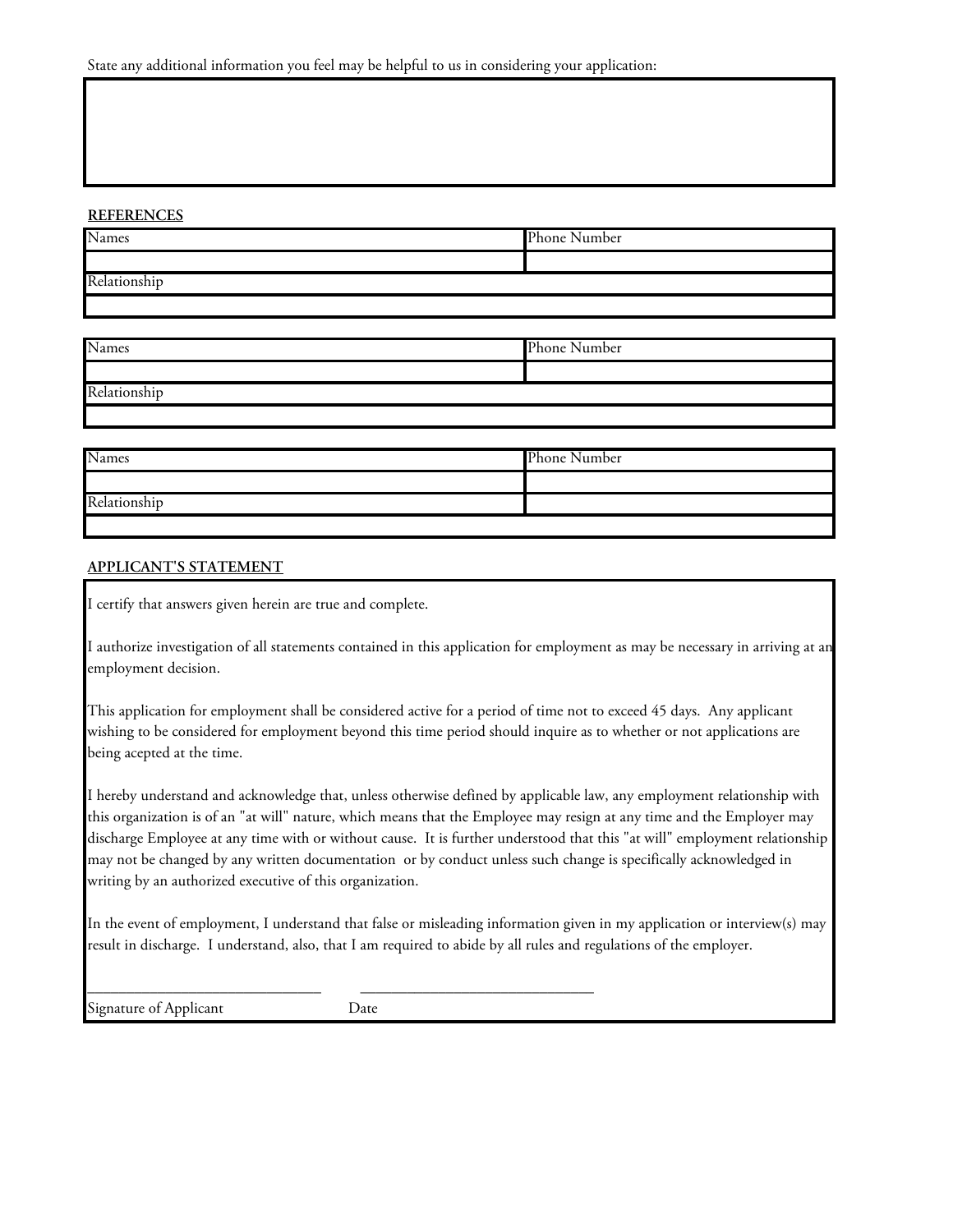State any additional information you feel may be helpful to us in considering your application:

| |
|---|
| |

**REFERENCES**

| Names | Phone Number |
|---|---|
| | |
| Relationship | |
| | |

| Names | Phone Number |
|---|---|
| | |
| Relationship | |
| | |

| Names | Phone Number |
|---|---|
| | |
| Relationship | |
| | |

**APPLICANT'S STATEMENT**

I certify that answers given herein are true and complete.

I authorize investigation of all statements contained in this application for employment as may be necessary in arriving at an employment decision.

This application for employment shall be considered active for a period of time not to exceed 45 days. Any applicant wishing to be considered for employment beyond this time period should inquire as to whether or not applications are being acepted at the time.

I hereby understand and acknowledge that, unless otherwise defined by applicable law, any employment relationship with this organization is of an "at will" nature, which means that the Employee may resign at any time and the Employer may discharge Employee at any time with or without cause. It is further understood that this "at will" employment relationship may not be changed by any written documentation or by conduct unless such change is specifically acknowledged in writing by an authorized executive of this organization.

In the event of employment, I understand that false or misleading information given in my application or interview(s) may result in discharge. I understand, also, that I am required to abide by all rules and regulations of the employer.

______________________________ ______________________________

Signature of Applicant Date